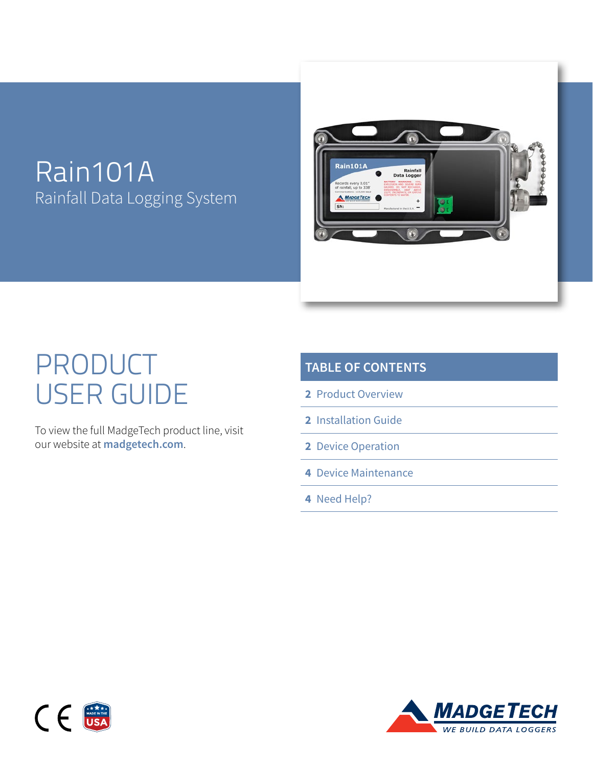# Rain101A

Rainfall Data Logging System

# PRODUCT USER GUIDE

To view the full MadgeTech product line, visit our website at **madgetech.com**.

## TABLE OF CONTENTS

- **2** Product Overview
- **2** Installation Guide
- **2** Device Operation
- **4** Device Maintenance
- **4** Need Help?

MADGETECH

WE BUILD DATA LOGGERS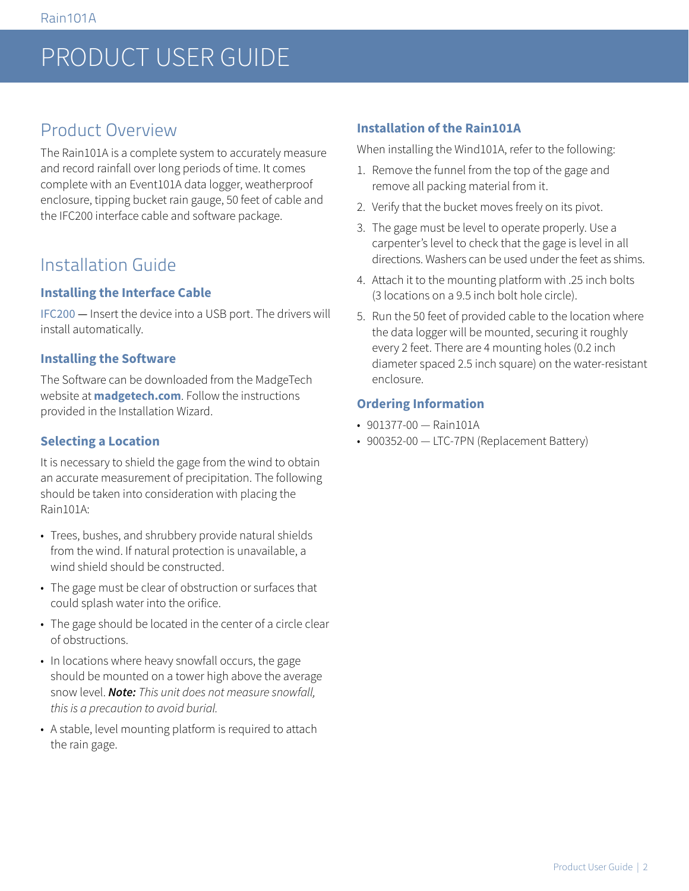# PRODUCT USER GUIDE

## Product Overview

The Rain101A is a complete system to accurately measure and record rainfall over long periods of time. It comes complete with an Event101A data logger, weatherproof enclosure, tipping bucket rain gauge, 50 feet of cable and the IFC200 interface cable and software package.

## Installation Guide

### Installing the Interface Cable

IFC200 — Insert the device into a USB port. The drivers will install automatically.

### Installing the Software

The Software can be downloaded from the MadgeTech website at **madgetech.com**. Follow the instructions provided in the Installation Wizard.

### Selecting a Location

It is necessary to shield the gage from the wind to obtain an accurate measurement of precipitation. The following should be taken into consideration with placing the Rain101A:

- Trees, bushes, and shrubbery provide natural shields from the wind. If natural protection is unavailable, a wind shield should be constructed.
- The gage must be clear of obstruction or surfaces that could splash water into the orifice.
- The gage should be located in the center of a circle clear of obstructions.
- In locations where heavy snowfall occurs, the gage should be mounted on a tower high above the average snow level. ***Note:*** *This unit does not measure snowfall, this is a precaution to avoid burial.*
- A stable, level mounting platform is required to attach the rain gage.

### Installation of the Rain101A

When installing the Wind101A, refer to the following:

1. Remove the funnel from the top of the gage and remove all packing material from it.
2. Verify that the bucket moves freely on its pivot.
3. The gage must be level to operate properly. Use a carpenter's level to check that the gage is level in all directions. Washers can be used under the feet as shims.
4. Attach it to the mounting platform with .25 inch bolts (3 locations on a 9.5 inch bolt hole circle).
5. Run the 50 feet of provided cable to the location where the data logger will be mounted, securing it roughly every 2 feet. There are 4 mounting holes (0.2 inch diameter spaced 2.5 inch square) on the water-resistant enclosure.

### Ordering Information

- 901377-00 — Rain101A
- 900352-00 — LTC-7PN (Replacement Battery)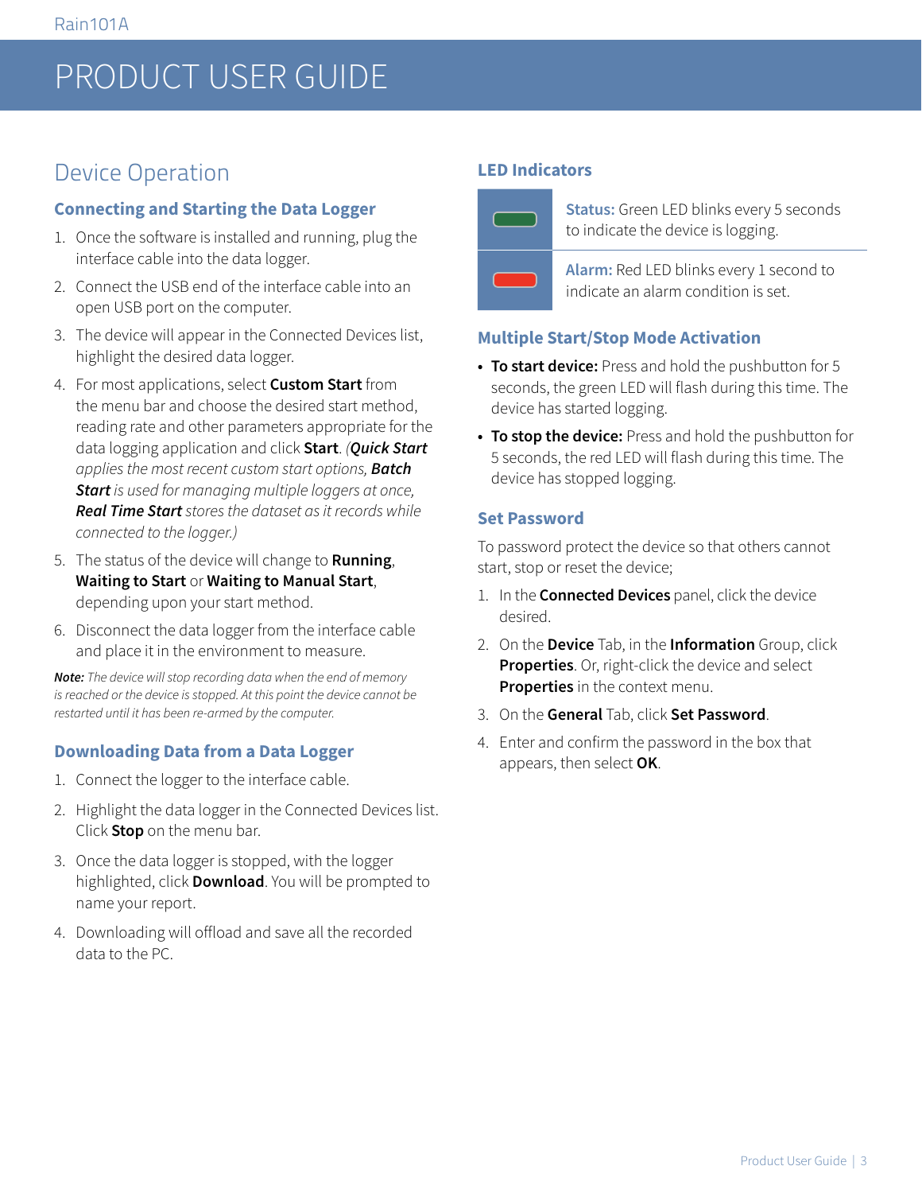# Device Operation

### Connecting and Starting the Data Logger

1. Once the software is installed and running, plug the interface cable into the data logger.
2. Connect the USB end of the interface cable into an open USB port on the computer.
3. The device will appear in the Connected Devices list, highlight the desired data logger.
4. For most applications, select **Custom Start** from the menu bar and choose the desired start method, reading rate and other parameters appropriate for the data logging application and click **Start**. *(**Quick Start** applies the most recent custom start options, **Batch Start** is used for managing multiple loggers at once, **Real Time Start** stores the dataset as it records while connected to the logger.)*
5. The status of the device will change to **Running**, **Waiting to Start** or **Waiting to Manual Start**, depending upon your start method.
6. Disconnect the data logger from the interface cable and place it in the environment to measure.

***Note:*** *The device will stop recording data when the end of memory is reached or the device is stopped. At this point the device cannot be restarted until it has been re-armed by the computer.*

### Downloading Data from a Data Logger

1. Connect the logger to the interface cable.
2. Highlight the data logger in the Connected Devices list. Click **Stop** on the menu bar.
3. Once the data logger is stopped, with the logger highlighted, click **Download**. You will be prompted to name your report.
4. Downloading will offload and save all the recorded data to the PC.

### LED Indicators

| LED | Description |
|---|---|
| Green | **Status:** Green LED blinks every 5 seconds to indicate the device is logging. |
| Red | **Alarm:** Red LED blinks every 1 second to indicate an alarm condition is set. |

### Multiple Start/Stop Mode Activation

- **To start device:** Press and hold the pushbutton for 5 seconds, the green LED will flash during this time. The device has started logging.
- **To stop the device:** Press and hold the pushbutton for 5 seconds, the red LED will flash during this time. The device has stopped logging.

### Set Password

To password protect the device so that others cannot start, stop or reset the device;

1. In the **Connected Devices** panel, click the device desired.
2. On the **Device** Tab, in the **Information** Group, click **Properties**. Or, right-click the device and select **Properties** in the context menu.
3. On the **General** Tab, click **Set Password**.
4. Enter and confirm the password in the box that appears, then select **OK**.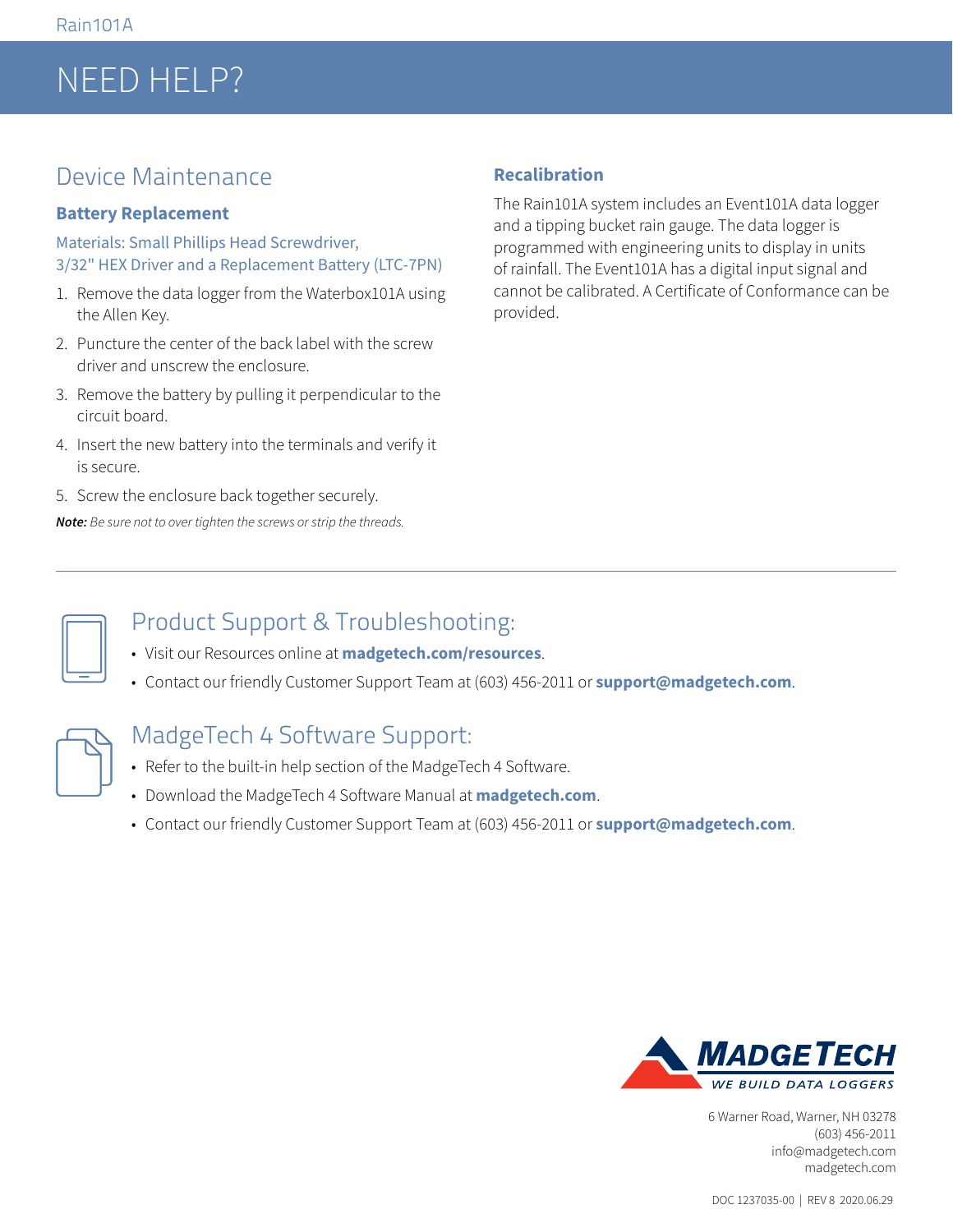# NEED HELP?

## Device Maintenance

### Battery Replacement

Materials: Small Phillips Head Screwdriver, 3/32" HEX Driver and a Replacement Battery (LTC-7PN)

1. Remove the data logger from the Waterbox101A using the Allen Key.
2. Puncture the center of the back label with the screw driver and unscrew the enclosure.
3. Remove the battery by pulling it perpendicular to the circuit board.
4. Insert the new battery into the terminals and verify it is secure.
5. Screw the enclosure back together securely.

***Note:*** *Be sure not to over tighten the screws or strip the threads.*

### Recalibration

The Rain101A system includes an Event101A data logger and a tipping bucket rain gauge. The data logger is programmed with engineering units to display in units of rainfall. The Event101A has a digital input signal and cannot be calibrated. A Certificate of Conformance can be provided.

---

## Product Support & Troubleshooting:

- Visit our Resources online at **madgetech.com/resources**.
- Contact our friendly Customer Support Team at (603) 456-2011 or **support@madgetech.com**.

## MadgeTech 4 Software Support:

- Refer to the built-in help section of the MadgeTech 4 Software.
- Download the MadgeTech 4 Software Manual at **madgetech.com**.
- Contact our friendly Customer Support Team at (603) 456-2011 or **support@madgetech.com**.

MADGETECH
WE BUILD DATA LOGGERS

6 Warner Road, Warner, NH 03278
(603) 456-2011
info@madgetech.com
madgetech.com

DOC 1237035-00 | REV 8 2020.06.29